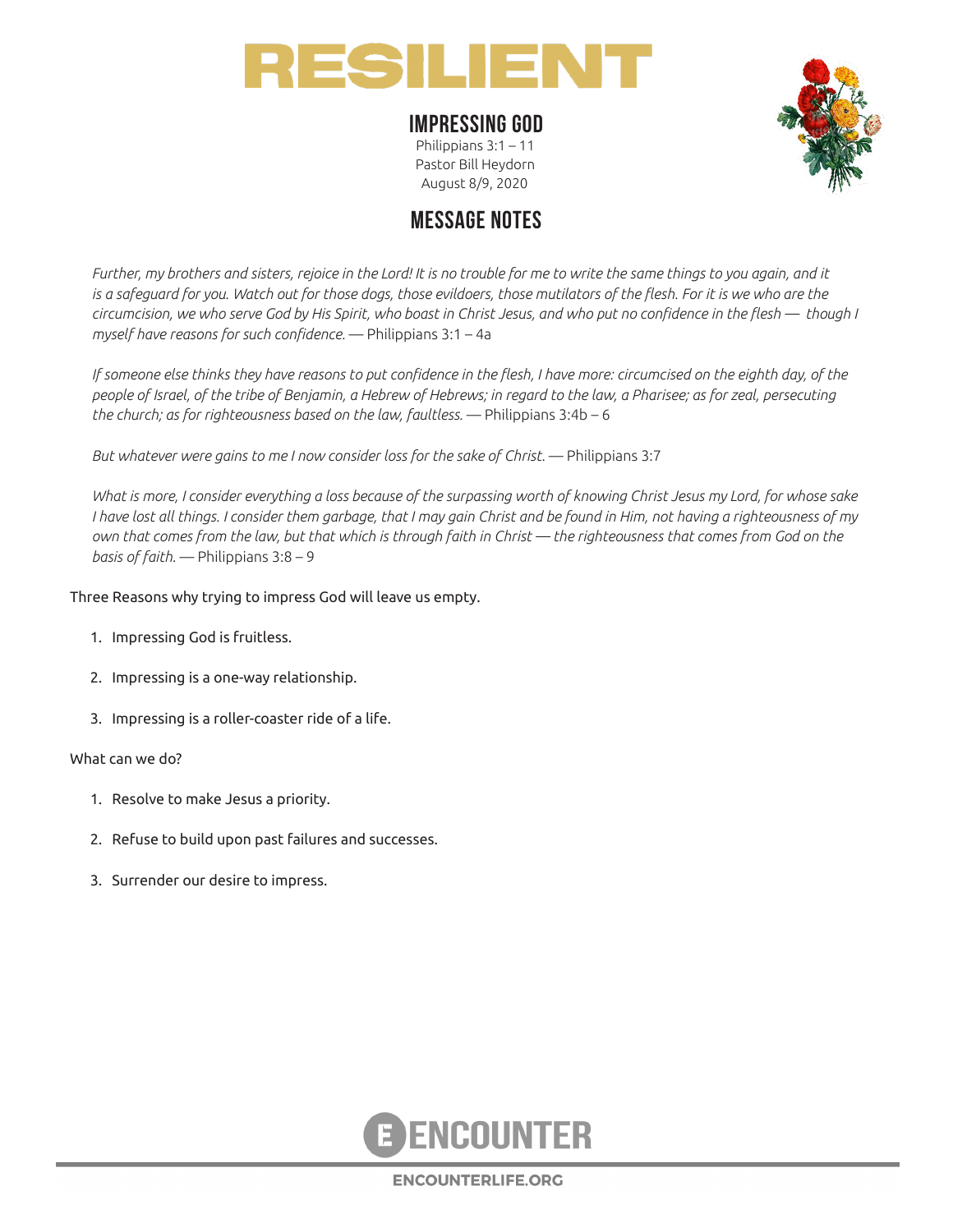# RESILIENT

## IMPRESSING GOD

Philippians 3:1 – 11
Pastor Bill Heydorn
August 8/9, 2020

## MESSAGE NOTES

*Further, my brothers and sisters, rejoice in the Lord! It is no trouble for me to write the same things to you again, and it is a safeguard for you. Watch out for those dogs, those evildoers, those mutilators of the flesh. For it is we who are the circumcision, we who serve God by His Spirit, who boast in Christ Jesus, and who put no confidence in the flesh — though I myself have reasons for such confidence.* — Philippians 3:1 – 4a

*If someone else thinks they have reasons to put confidence in the flesh, I have more: circumcised on the eighth day, of the people of Israel, of the tribe of Benjamin, a Hebrew of Hebrews; in regard to the law, a Pharisee; as for zeal, persecuting the church; as for righteousness based on the law, faultless.* — Philippians 3:4b – 6

*But whatever were gains to me I now consider loss for the sake of Christ.* — Philippians 3:7

*What is more, I consider everything a loss because of the surpassing worth of knowing Christ Jesus my Lord, for whose sake I have lost all things. I consider them garbage, that I may gain Christ and be found in Him, not having a righteousness of my own that comes from the law, but that which is through faith in Christ — the righteousness that comes from God on the basis of faith.* — Philippians 3:8 – 9

Three Reasons why trying to impress God will leave us empty.

1. Impressing God is fruitless.
2. Impressing is a one-way relationship.
3. Impressing is a roller-coaster ride of a life.

What can we do?

1. Resolve to make Jesus a priority.
2. Refuse to build upon past failures and successes.
3. Surrender our desire to impress.

ENCOUNTER

ENCOUNTERLIFE.ORG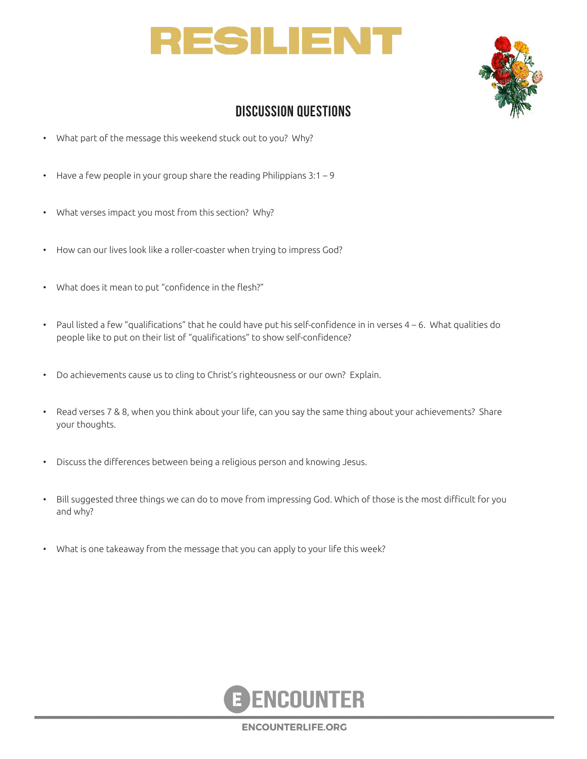# RESILIENT

## DISCUSSION QUESTIONS

- What part of the message this weekend stuck out to you? Why?
- Have a few people in your group share the reading Philippians 3:1 – 9
- What verses impact you most from this section? Why?
- How can our lives look like a roller-coaster when trying to impress God?
- What does it mean to put "confidence in the flesh?"
- Paul listed a few "qualifications" that he could have put his self-confidence in in verses 4 – 6. What qualities do people like to put on their list of "qualifications" to show self-confidence?
- Do achievements cause us to cling to Christ's righteousness or our own? Explain.
- Read verses 7 & 8, when you think about your life, can you say the same thing about your achievements? Share your thoughts.
- Discuss the differences between being a religious person and knowing Jesus.
- Bill suggested three things we can do to move from impressing God. Which of those is the most difficult for you and why?
- What is one takeaway from the message that you can apply to your life this week?

ENCOUNTER

ENCOUNTERLIFE.ORG